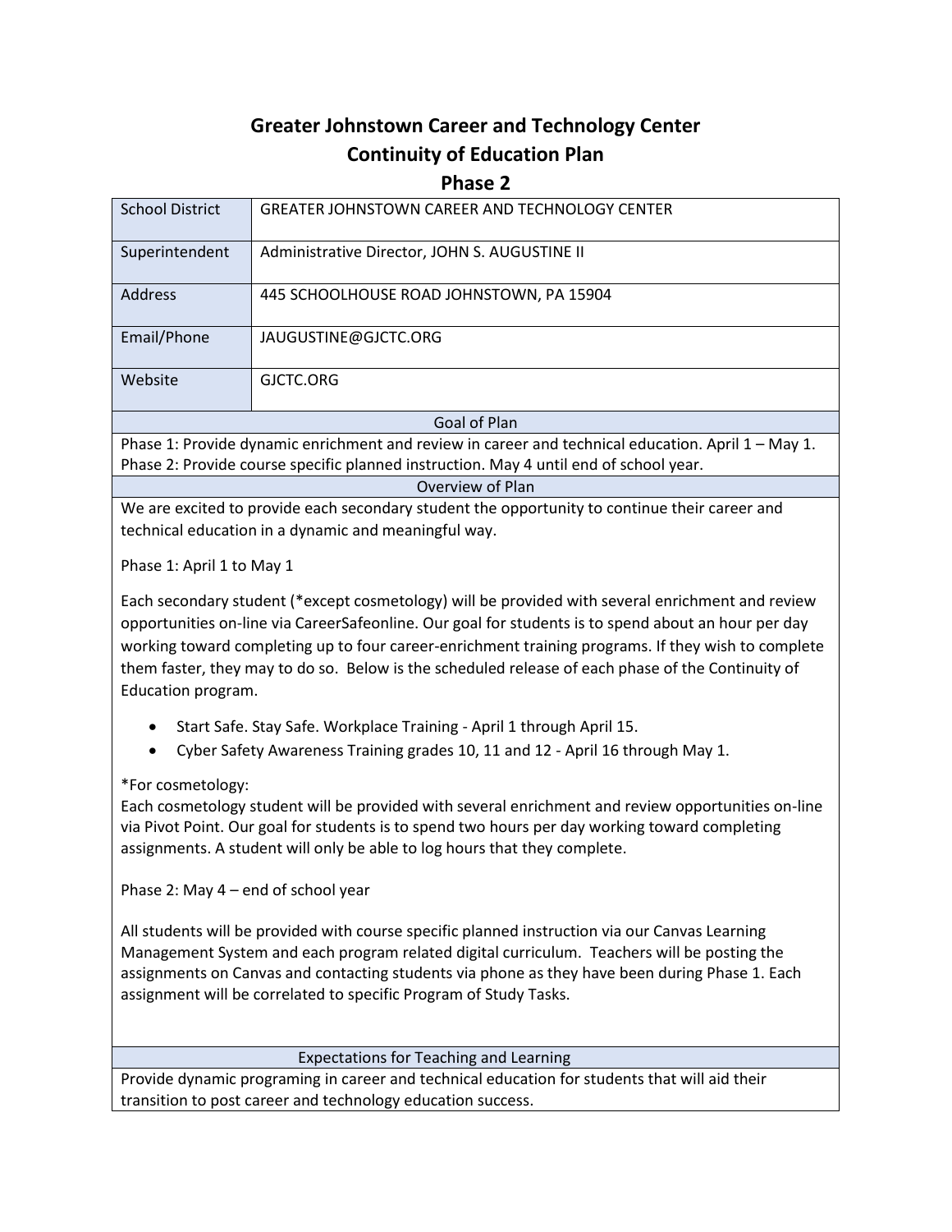# Greater Johnstown Career and Technology Center
## Continuity of Education Plan
## Phase 2

| School District | GREATER JOHNSTOWN CAREER AND TECHNOLOGY CENTER |
|---|---|
| Superintendent | Administrative Director, JOHN S. AUGUSTINE II |
| Address | 445 SCHOOLHOUSE ROAD JOHNSTOWN, PA 15904 |
| Email/Phone | JAUGUSTINE@GJCTC.ORG |
| Website | GJCTC.ORG |

### Goal of Plan

Phase 1: Provide dynamic enrichment and review in career and technical education. April 1 – May 1.
Phase 2: Provide course specific planned instruction. May 4 until end of school year.

### Overview of Plan

We are excited to provide each secondary student the opportunity to continue their career and technical education in a dynamic and meaningful way.

Phase 1: April 1 to May 1

Each secondary student (*except cosmetology) will be provided with several enrichment and review opportunities on-line via CareerSafeonline. Our goal for students is to spend about an hour per day working toward completing up to four career-enrichment training programs. If they wish to complete them faster, they may to do so. Below is the scheduled release of each phase of the Continuity of Education program.

- Start Safe. Stay Safe. Workplace Training - April 1 through April 15.
- Cyber Safety Awareness Training grades 10, 11 and 12 - April 16 through May 1.

*For cosmetology:
Each cosmetology student will be provided with several enrichment and review opportunities on-line via Pivot Point. Our goal for students is to spend two hours per day working toward completing assignments. A student will only be able to log hours that they complete.

Phase 2: May 4 – end of school year

All students will be provided with course specific planned instruction via our Canvas Learning Management System and each program related digital curriculum. Teachers will be posting the assignments on Canvas and contacting students via phone as they have been during Phase 1. Each assignment will be correlated to specific Program of Study Tasks.

### Expectations for Teaching and Learning

Provide dynamic programing in career and technical education for students that will aid their transition to post career and technology education success.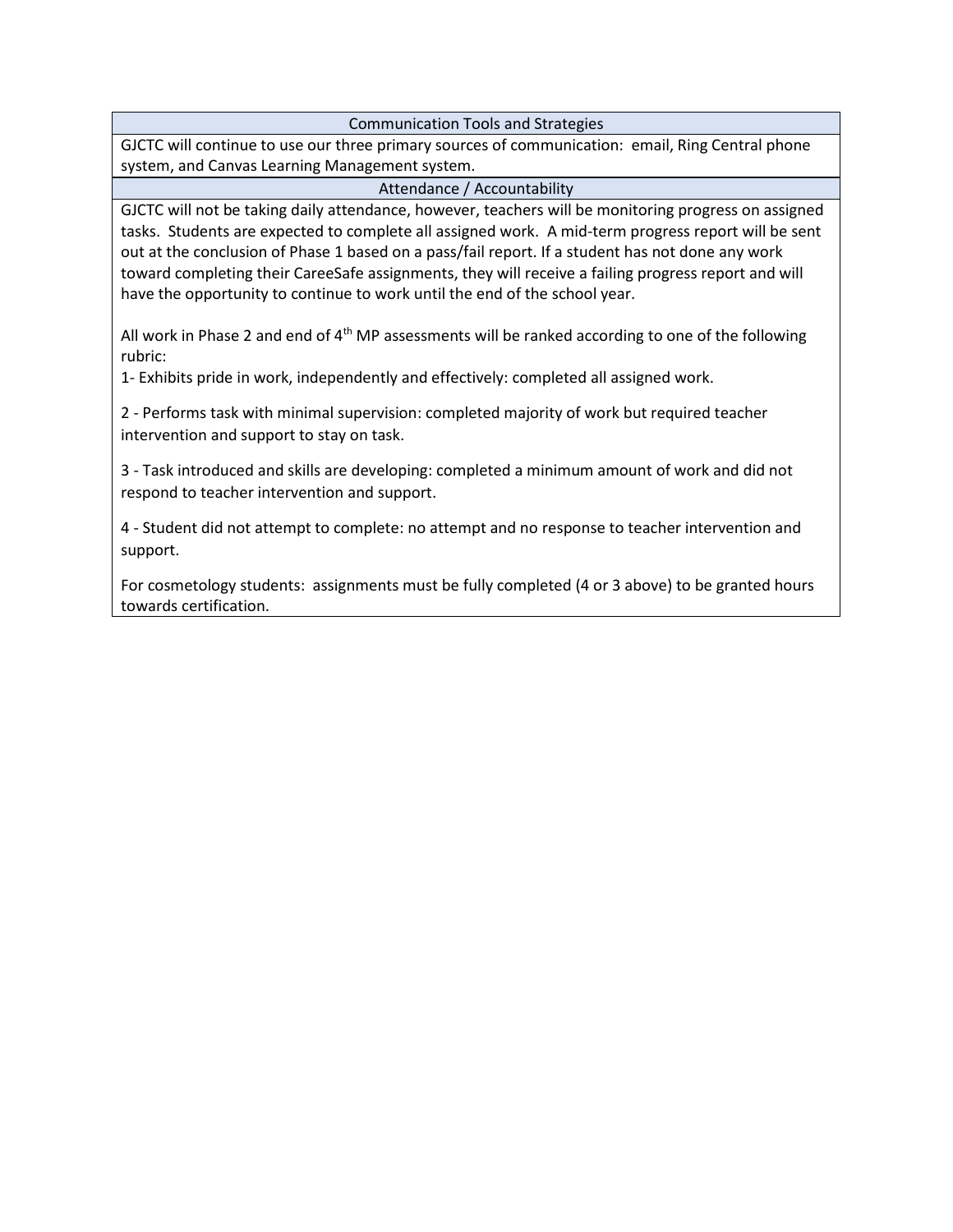| Communication Tools and Strategies |
| --- |
| GJCTC will continue to use our three primary sources of communication: email, Ring Central phone system, and Canvas Learning Management system. |

| Attendance / Accountability |
| --- |
| GJCTC will not be taking daily attendance, however, teachers will be monitoring progress on assigned tasks. Students are expected to complete all assigned work. A mid-term progress report will be sent out at the conclusion of Phase 1 based on a pass/fail report. If a student has not done any work toward completing their CareeSafe assignments, they will receive a failing progress report and will have the opportunity to continue to work until the end of the school year.<br><br>All work in Phase 2 and end of 4th MP assessments will be ranked according to one of the following rubric:<br>1- Exhibits pride in work, independently and effectively: completed all assigned work.<br><br>2 - Performs task with minimal supervision: completed majority of work but required teacher intervention and support to stay on task.<br><br>3 - Task introduced and skills are developing: completed a minimum amount of work and did not respond to teacher intervention and support.<br><br>4 - Student did not attempt to complete: no attempt and no response to teacher intervention and support.<br><br>For cosmetology students: assignments must be fully completed (4 or 3 above) to be granted hours towards certification. |